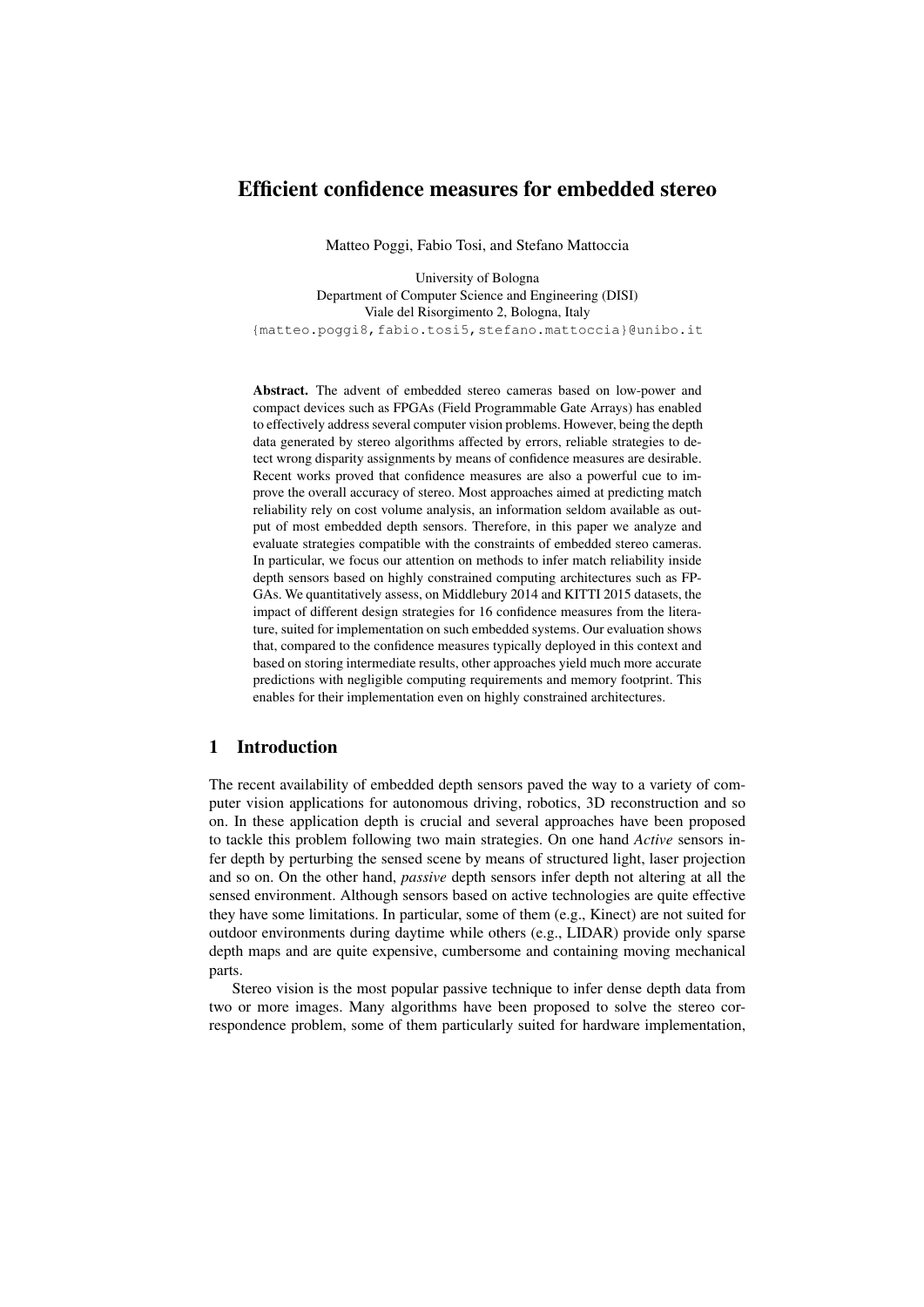# Efficient confidence measures for embedded stereo

Matteo Poggi, Fabio Tosi, and Stefano Mattoccia

University of Bologna
Department of Computer Science and Engineering (DISI)
Viale del Risorgimento 2, Bologna, Italy
{matteo.poggi8,fabio.tosi5,stefano.mattoccia}@unibo.it

**Abstract.** The advent of embedded stereo cameras based on low-power and compact devices such as FPGAs (Field Programmable Gate Arrays) has enabled to effectively address several computer vision problems. However, being the depth data generated by stereo algorithms affected by errors, reliable strategies to detect wrong disparity assignments by means of confidence measures are desirable. Recent works proved that confidence measures are also a powerful cue to improve the overall accuracy of stereo. Most approaches aimed at predicting match reliability rely on cost volume analysis, an information seldom available as output of most embedded depth sensors. Therefore, in this paper we analyze and evaluate strategies compatible with the constraints of embedded stereo cameras. In particular, we focus our attention on methods to infer match reliability inside depth sensors based on highly constrained computing architectures such as FPGAs. We quantitatively assess, on Middlebury 2014 and KITTI 2015 datasets, the impact of different design strategies for 16 confidence measures from the literature, suited for implementation on such embedded systems. Our evaluation shows that, compared to the confidence measures typically deployed in this context and based on storing intermediate results, other approaches yield much more accurate predictions with negligible computing requirements and memory footprint. This enables for their implementation even on highly constrained architectures.

## 1 Introduction

The recent availability of embedded depth sensors paved the way to a variety of computer vision applications for autonomous driving, robotics, 3D reconstruction and so on. In these application depth is crucial and several approaches have been proposed to tackle this problem following two main strategies. On one hand *Active* sensors infer depth by perturbing the sensed scene by means of structured light, laser projection and so on. On the other hand, *passive* depth sensors infer depth not altering at all the sensed environment. Although sensors based on active technologies are quite effective they have some limitations. In particular, some of them (e.g., Kinect) are not suited for outdoor environments during daytime while others (e.g., LIDAR) provide only sparse depth maps and are quite expensive, cumbersome and containing moving mechanical parts.

Stereo vision is the most popular passive technique to infer dense depth data from two or more images. Many algorithms have been proposed to solve the stereo correspondence problem, some of them particularly suited for hardware implementation,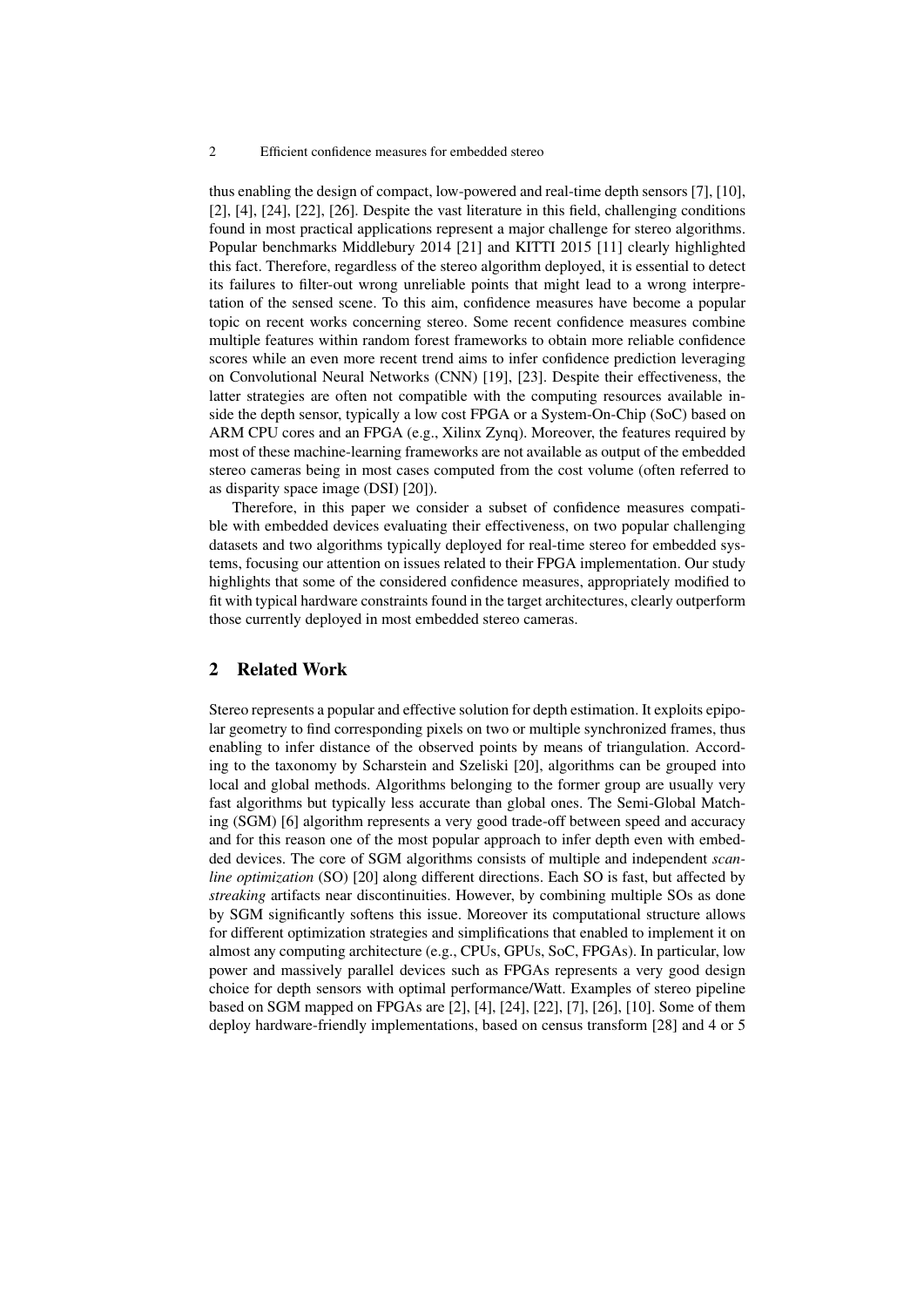thus enabling the design of compact, low-powered and real-time depth sensors [7], [10], [2], [4], [24], [22], [26]. Despite the vast literature in this field, challenging conditions found in most practical applications represent a major challenge for stereo algorithms. Popular benchmarks Middlebury 2014 [21] and KITTI 2015 [11] clearly highlighted this fact. Therefore, regardless of the stereo algorithm deployed, it is essential to detect its failures to filter-out wrong unreliable points that might lead to a wrong interpretation of the sensed scene. To this aim, confidence measures have become a popular topic on recent works concerning stereo. Some recent confidence measures combine multiple features within random forest frameworks to obtain more reliable confidence scores while an even more recent trend aims to infer confidence prediction leveraging on Convolutional Neural Networks (CNN) [19], [23]. Despite their effectiveness, the latter strategies are often not compatible with the computing resources available inside the depth sensor, typically a low cost FPGA or a System-On-Chip (SoC) based on ARM CPU cores and an FPGA (e.g., Xilinx Zynq). Moreover, the features required by most of these machine-learning frameworks are not available as output of the embedded stereo cameras being in most cases computed from the cost volume (often referred to as disparity space image (DSI) [20]).

Therefore, in this paper we consider a subset of confidence measures compatible with embedded devices evaluating their effectiveness, on two popular challenging datasets and two algorithms typically deployed for real-time stereo for embedded systems, focusing our attention on issues related to their FPGA implementation. Our study highlights that some of the considered confidence measures, appropriately modified to fit with typical hardware constraints found in the target architectures, clearly outperform those currently deployed in most embedded stereo cameras.

## 2 Related Work

Stereo represents a popular and effective solution for depth estimation. It exploits epipolar geometry to find corresponding pixels on two or multiple synchronized frames, thus enabling to infer distance of the observed points by means of triangulation. According to the taxonomy by Scharstein and Szeliski [20], algorithms can be grouped into local and global methods. Algorithms belonging to the former group are usually very fast algorithms but typically less accurate than global ones. The Semi-Global Matching (SGM) [6] algorithm represents a very good trade-off between speed and accuracy and for this reason one of the most popular approach to infer depth even with embedded devices. The core of SGM algorithms consists of multiple and independent *scanline optimization* (SO) [20] along different directions. Each SO is fast, but affected by *streaking* artifacts near discontinuities. However, by combining multiple SOs as done by SGM significantly softens this issue. Moreover its computational structure allows for different optimization strategies and simplifications that enabled to implement it on almost any computing architecture (e.g., CPUs, GPUs, SoC, FPGAs). In particular, low power and massively parallel devices such as FPGAs represents a very good design choice for depth sensors with optimal performance/Watt. Examples of stereo pipeline based on SGM mapped on FPGAs are [2], [4], [24], [22], [7], [26], [10]. Some of them deploy hardware-friendly implementations, based on census transform [28] and 4 or 5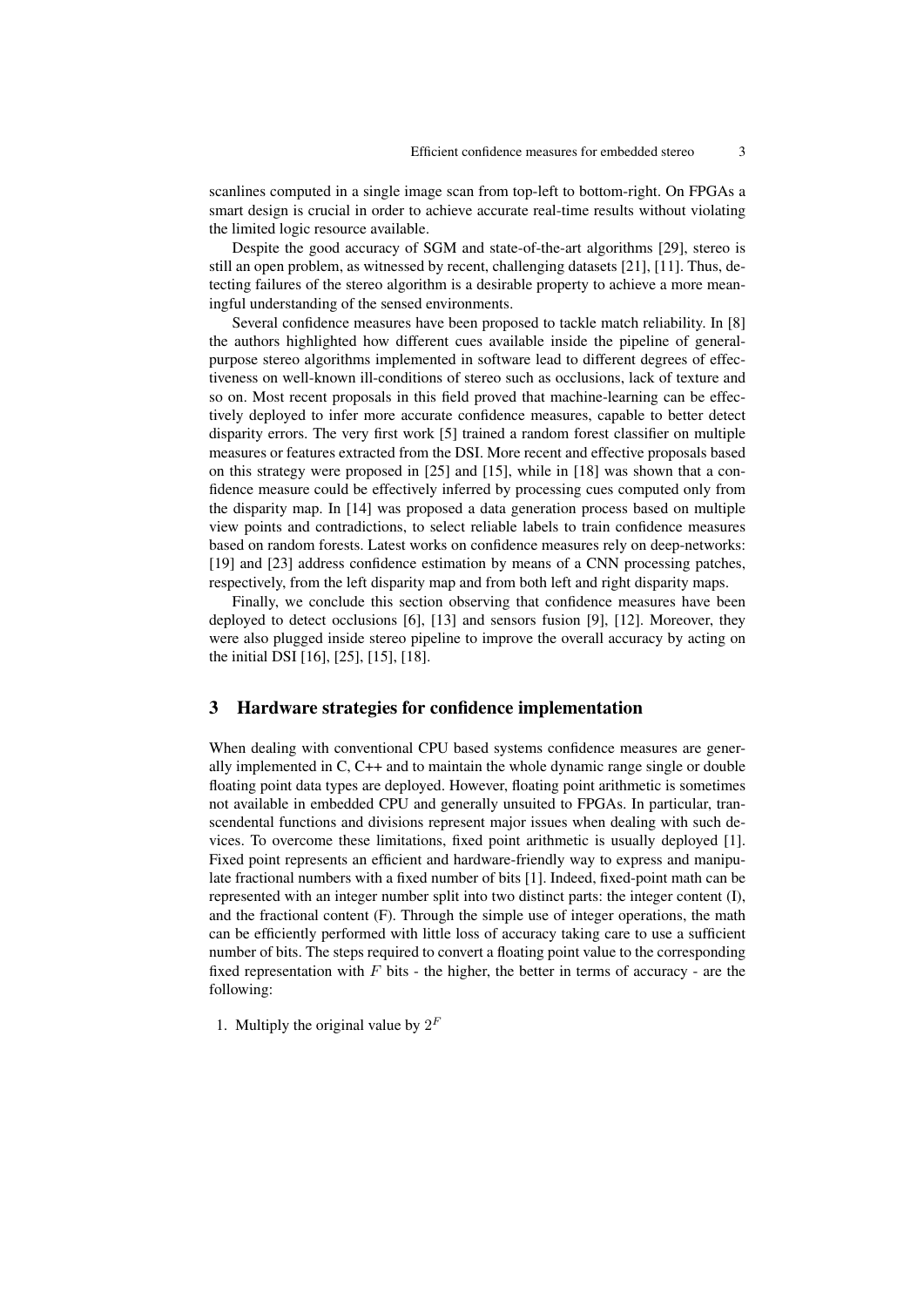scanlines computed in a single image scan from top-left to bottom-right. On FPGAs a smart design is crucial in order to achieve accurate real-time results without violating the limited logic resource available.

Despite the good accuracy of SGM and state-of-the-art algorithms [29], stereo is still an open problem, as witnessed by recent, challenging datasets [21], [11]. Thus, detecting failures of the stereo algorithm is a desirable property to achieve a more meaningful understanding of the sensed environments.

Several confidence measures have been proposed to tackle match reliability. In [8] the authors highlighted how different cues available inside the pipeline of general-purpose stereo algorithms implemented in software lead to different degrees of effectiveness on well-known ill-conditions of stereo such as occlusions, lack of texture and so on. Most recent proposals in this field proved that machine-learning can be effectively deployed to infer more accurate confidence measures, capable to better detect disparity errors. The very first work [5] trained a random forest classifier on multiple measures or features extracted from the DSI. More recent and effective proposals based on this strategy were proposed in [25] and [15], while in [18] was shown that a confidence measure could be effectively inferred by processing cues computed only from the disparity map. In [14] was proposed a data generation process based on multiple view points and contradictions, to select reliable labels to train confidence measures based on random forests. Latest works on confidence measures rely on deep-networks: [19] and [23] address confidence estimation by means of a CNN processing patches, respectively, from the left disparity map and from both left and right disparity maps.

Finally, we conclude this section observing that confidence measures have been deployed to detect occlusions [6], [13] and sensors fusion [9], [12]. Moreover, they were also plugged inside stereo pipeline to improve the overall accuracy by acting on the initial DSI [16], [25], [15], [18].

## 3 Hardware strategies for confidence implementation

When dealing with conventional CPU based systems confidence measures are generally implemented in C, C++ and to maintain the whole dynamic range single or double floating point data types are deployed. However, floating point arithmetic is sometimes not available in embedded CPU and generally unsuited to FPGAs. In particular, transcendental functions and divisions represent major issues when dealing with such devices. To overcome these limitations, fixed point arithmetic is usually deployed [1]. Fixed point represents an efficient and hardware-friendly way to express and manipulate fractional numbers with a fixed number of bits [1]. Indeed, fixed-point math can be represented with an integer number split into two distinct parts: the integer content (I), and the fractional content (F). Through the simple use of integer operations, the math can be efficiently performed with little loss of accuracy taking care to use a sufficient number of bits. The steps required to convert a floating point value to the corresponding fixed representation with $F$ bits - the higher, the better in terms of accuracy - are the following:

1. Multiply the original value by $2^F$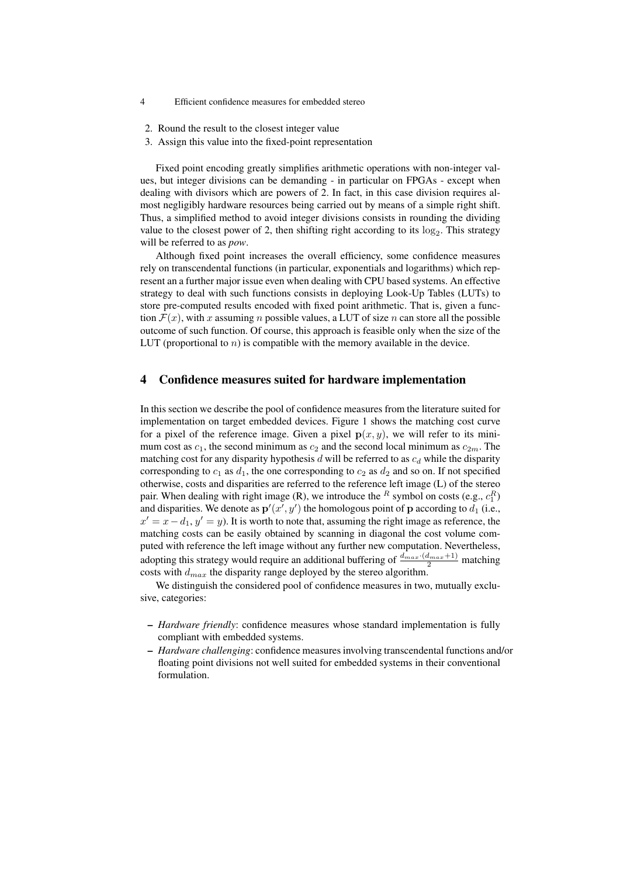2. Round the result to the closest integer value
3. Assign this value into the fixed-point representation

Fixed point encoding greatly simplifies arithmetic operations with non-integer values, but integer divisions can be demanding - in particular on FPGAs - except when dealing with divisors which are powers of 2. In fact, in this case division requires almost negligibly hardware resources being carried out by means of a simple right shift. Thus, a simplified method to avoid integer divisions consists in rounding the dividing value to the closest power of 2, then shifting right according to its $\log_2$. This strategy will be referred to as *pow*.

Although fixed point increases the overall efficiency, some confidence measures rely on transcendental functions (in particular, exponentials and logarithms) which represent an a further major issue even when dealing with CPU based systems. An effective strategy to deal with such functions consists in deploying Look-Up Tables (LUTs) to store pre-computed results encoded with fixed point arithmetic. That is, given a function $\mathcal{F}(x)$, with $x$ assuming $n$ possible values, a LUT of size $n$ can store all the possible outcome of such function. Of course, this approach is feasible only when the size of the LUT (proportional to $n$) is compatible with the memory available in the device.

## 4 Confidence measures suited for hardware implementation

In this section we describe the pool of confidence measures from the literature suited for implementation on target embedded devices. Figure 1 shows the matching cost curve for a pixel of the reference image. Given a pixel $\mathbf{p}(x, y)$, we will refer to its minimum cost as $c_1$, the second minimum as $c_2$ and the second local minimum as $c_{2m}$. The matching cost for any disparity hypothesis $d$ will be referred to as $c_d$ while the disparity corresponding to $c_1$ as $d_1$, the one corresponding to $c_2$ as $d_2$ and so on. If not specified otherwise, costs and disparities are referred to the reference left image (L) of the stereo pair. When dealing with right image (R), we introduce the $^R$ symbol on costs (e.g., $c_1^R$) and disparities. We denote as $\mathbf{p}'(x', y')$ the homologous point of $\mathbf{p}$ according to $d_1$ (i.e., $x' = x - d_1$, $y' = y$). It is worth to note that, assuming the right image as reference, the matching costs can be easily obtained by scanning in diagonal the cost volume computed with reference the left image without any further new computation. Nevertheless, adopting this strategy would require an additional buffering of $\frac{d_{max} \cdot (d_{max}+1)}{2}$ matching costs with $d_{max}$ the disparity range deployed by the stereo algorithm.

We distinguish the considered pool of confidence measures in two, mutually exclusive, categories:

- *Hardware friendly*: confidence measures whose standard implementation is fully compliant with embedded systems.
- *Hardware challenging*: confidence measures involving transcendental functions and/or floating point divisions not well suited for embedded systems in their conventional formulation.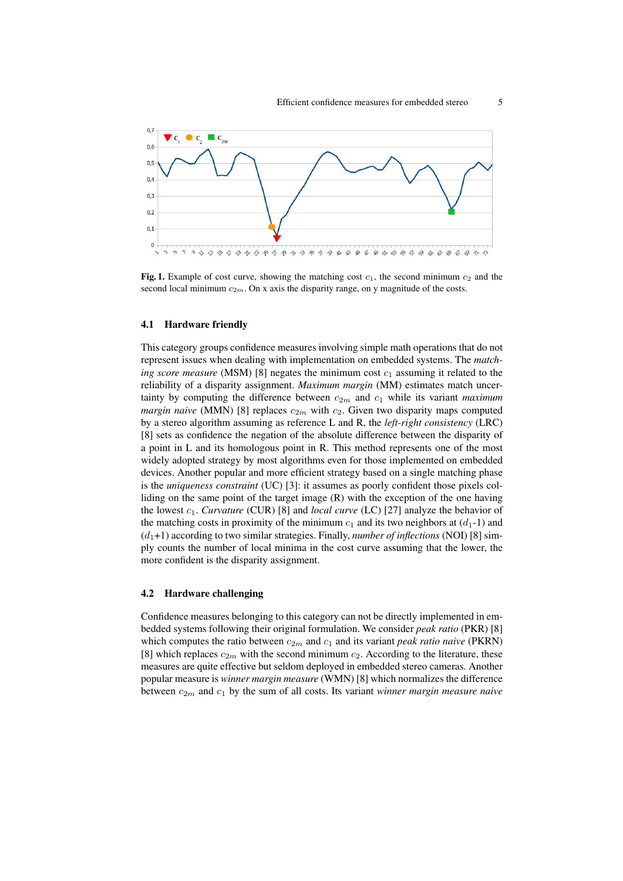Fig. 1. Example of cost curve, showing the matching cost $c_1$, the second minimum $c_2$ and the second local minimum $c_{2m}$. On x axis the disparity range, on y magnitude of the costs.

### 4.1 Hardware friendly

This category groups confidence measures involving simple math operations that do not represent issues when dealing with implementation on embedded systems. The *matching score measure* (MSM) [8] negates the minimum cost $c_1$ assuming it related to the reliability of a disparity assignment. *Maximum margin* (MM) estimates match uncertainty by computing the difference between $c_{2m}$ and $c_1$ while its variant *maximum margin naive* (MMN) [8] replaces $c_{2m}$ with $c_2$. Given two disparity maps computed by a stereo algorithm assuming as reference L and R, the *left-right consistency* (LRC) [8] sets as confidence the negation of the absolute difference between the disparity of a point in L and its homologous point in R. This method represents one of the most widely adopted strategy by most algorithms even for those implemented on embedded devices. Another popular and more efficient strategy based on a single matching phase is the *uniqueness constraint* (UC) [3]: it assumes as poorly confident those pixels colliding on the same point of the target image (R) with the exception of the one having the lowest $c_1$. *Curvature* (CUR) [8] and *local curve* (LC) [27] analyze the behavior of the matching costs in proximity of the minimum $c_1$ and its two neighbors at ($d_1$-1) and ($d_1$+1) according to two similar strategies. Finally, *number of inflections* (NOI) [8] simply counts the number of local minima in the cost curve assuming that the lower, the more confident is the disparity assignment.

### 4.2 Hardware challenging

Confidence measures belonging to this category can not be directly implemented in embedded systems following their original formulation. We consider *peak ratio* (PKR) [8] which computes the ratio between $c_{2m}$ and $c_1$ and its variant *peak ratio naive* (PKRN) [8] which replaces $c_{2m}$ with the second minimum $c_2$. According to the literature, these measures are quite effective but seldom deployed in embedded stereo cameras. Another popular measure is *winner margin measure* (WMN) [8] which normalizes the difference between $c_{2m}$ and $c_1$ by the sum of all costs. Its variant *winner margin measure naive*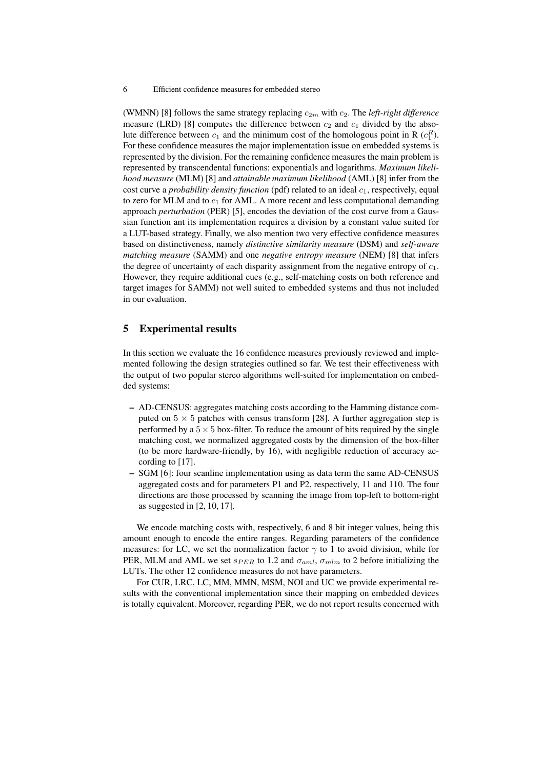(WMNN) [8] follows the same strategy replacing $c_{2m}$ with $c_2$. The *left-right difference* measure (LRD) [8] computes the difference between $c_2$ and $c_1$ divided by the absolute difference between $c_1$ and the minimum cost of the homologous point in R ($c_1^R$). For these confidence measures the major implementation issue on embedded systems is represented by the division. For the remaining confidence measures the main problem is represented by transcendental functions: exponentials and logarithms. *Maximum likelihood measure* (MLM) [8] and *attainable maximum likelihood* (AML) [8] infer from the cost curve a *probability density function* (pdf) related to an ideal $c_1$, respectively, equal to zero for MLM and to $c_1$ for AML. A more recent and less computational demanding approach *perturbation* (PER) [5], encodes the deviation of the cost curve from a Gaussian function ant its implementation requires a division by a constant value suited for a LUT-based strategy. Finally, we also mention two very effective confidence measures based on distinctiveness, namely *distinctive similarity measure* (DSM) and *self-aware matching measure* (SAMM) and one *negative entropy measure* (NEM) [8] that infers the degree of uncertainty of each disparity assignment from the negative entropy of $c_1$. However, they require additional cues (e.g., self-matching costs on both reference and target images for SAMM) not well suited to embedded systems and thus not included in our evaluation.

## 5 Experimental results

In this section we evaluate the 16 confidence measures previously reviewed and implemented following the design strategies outlined so far. We test their effectiveness with the output of two popular stereo algorithms well-suited for implementation on embedded systems:

- AD-CENSUS: aggregates matching costs according to the Hamming distance computed on $5 \times 5$ patches with census transform [28]. A further aggregation step is performed by a $5 \times 5$ box-filter. To reduce the amount of bits required by the single matching cost, we normalized aggregated costs by the dimension of the box-filter (to be more hardware-friendly, by 16), with negligible reduction of accuracy according to [17].
- SGM [6]: four scanline implementation using as data term the same AD-CENSUS aggregated costs and for parameters P1 and P2, respectively, 11 and 110. The four directions are those processed by scanning the image from top-left to bottom-right as suggested in [2, 10, 17].

We encode matching costs with, respectively, 6 and 8 bit integer values, being this amount enough to encode the entire ranges. Regarding parameters of the confidence measures: for LC, we set the normalization factor $\gamma$ to 1 to avoid division, while for PER, MLM and AML we set $s_{PER}$ to 1.2 and $\sigma_{aml}$, $\sigma_{mlm}$ to 2 before initializing the LUTs. The other 12 confidence measures do not have parameters.

For CUR, LRC, LC, MM, MMN, MSM, NOI and UC we provide experimental results with the conventional implementation since their mapping on embedded devices is totally equivalent. Moreover, regarding PER, we do not report results concerned with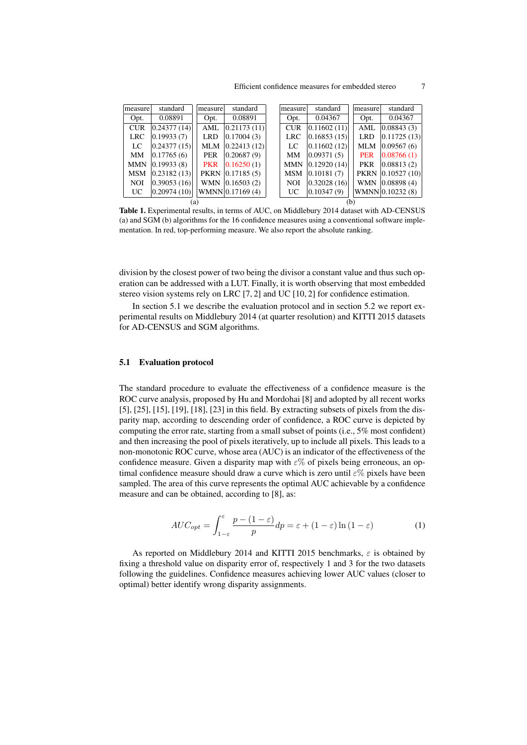| measure | standard |
|---|---|
| Opt. | 0.08891 |
| CUR | 0.24377 (14) |
| LRC | 0.19933 (7) |
| LC | 0.24377 (15) |
| MM | 0.17765 (6) |
| MMN | 0.19933 (8) |
| MSM | 0.23182 (13) |
| NOI | 0.39053 (16) |
| UC | 0.20974 (10) |

| measure | standard |
|---|---|
| Opt. | 0.08891 |
| AML | 0.21173 (11) |
| LRD | 0.17004 (3) |
| MLM | 0.22413 (12) |
| PER | 0.20687 (9) |
| PKR | 0.16250 (1) |
| PKRN | 0.17185 (5) |
| WMN | 0.16503 (2) |
| WMNN | 0.17169 (4) |

(a)

| measure | standard |
|---|---|
| Opt. | 0.04367 |
| CUR | 0.11602 (11) |
| LRC | 0.16853 (15) |
| LC | 0.11602 (12) |
| MM | 0.09371 (5) |
| MMN | 0.12920 (14) |
| MSM | 0.10181 (7) |
| NOI | 0.32028 (16) |
| UC | 0.10347 (9) |

| measure | standard |
|---|---|
| Opt. | 0.04367 |
| AML | 0.08843 (3) |
| LRD | 0.11725 (13) |
| MLM | 0.09567 (6) |
| PER | 0.08766 (1) |
| PKR | 0.08813 (2) |
| PKRN | 0.10527 (10) |
| WMN | 0.08898 (4) |
| WMNN | 0.10232 (8) |

(b)

**Table 1.** Experimental results, in terms of AUC, on Middlebury 2014 dataset with AD-CENSUS (a) and SGM (b) algorithms for the 16 confidence measures using a conventional software implementation. In red, top-performing measure. We also report the absolute ranking.

division by the closest power of two being the divisor a constant value and thus such operation can be addressed with a LUT. Finally, it is worth observing that most embedded stereo vision systems rely on LRC [7, 2] and UC [10, 2] for confidence estimation.

In section 5.1 we describe the evaluation protocol and in section 5.2 we report experimental results on Middlebury 2014 (at quarter resolution) and KITTI 2015 datasets for AD-CENSUS and SGM algorithms.

### 5.1 Evaluation protocol

The standard procedure to evaluate the effectiveness of a confidence measure is the ROC curve analysis, proposed by Hu and Mordohai [8] and adopted by all recent works [5], [25], [15], [19], [18], [23] in this field. By extracting subsets of pixels from the disparity map, according to descending order of confidence, a ROC curve is depicted by computing the error rate, starting from a small subset of points (i.e., 5% most confident) and then increasing the pool of pixels iteratively, up to include all pixels. This leads to a non-monotonic ROC curve, whose area (AUC) is an indicator of the effectiveness of the confidence measure. Given a disparity map with $\varepsilon\%$ of pixels being erroneous, an optimal confidence measure should draw a curve which is zero until $\varepsilon\%$ pixels have been sampled. The area of this curve represents the optimal AUC achievable by a confidence measure and can be obtained, according to [8], as:

$$AUC_{opt} = \int_{1-\varepsilon}^{\varepsilon} \frac{p - (1 - \varepsilon)}{p} dp = \varepsilon + (1 - \varepsilon) \ln (1 - \varepsilon) \tag{1}$$

As reported on Middlebury 2014 and KITTI 2015 benchmarks, $\varepsilon$ is obtained by fixing a threshold value on disparity error of, respectively 1 and 3 for the two datasets following the guidelines. Confidence measures achieving lower AUC values (closer to optimal) better identify wrong disparity assignments.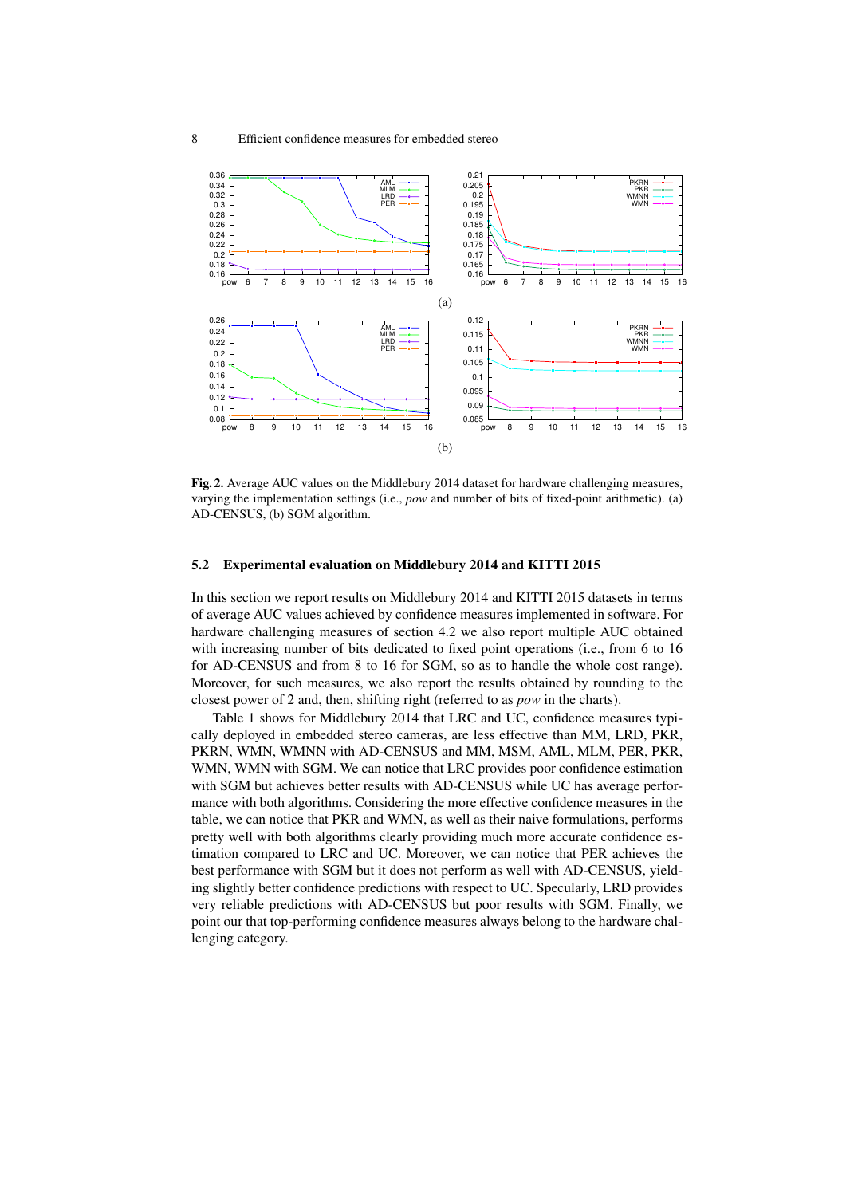**Fig. 2.** Average AUC values on the Middlebury 2014 dataset for hardware challenging measures, varying the implementation settings (i.e., *pow* and number of bits of fixed-point arithmetic). (a) AD-CENSUS, (b) SGM algorithm.

### 5.2 Experimental evaluation on Middlebury 2014 and KITTI 2015

In this section we report results on Middlebury 2014 and KITTI 2015 datasets in terms of average AUC values achieved by confidence measures implemented in software. For hardware challenging measures of section 4.2 we also report multiple AUC obtained with increasing number of bits dedicated to fixed point operations (i.e., from 6 to 16 for AD-CENSUS and from 8 to 16 for SGM, so as to handle the whole cost range). Moreover, for such measures, we also report the results obtained by rounding to the closest power of 2 and, then, shifting right (referred to as *pow* in the charts).

Table 1 shows for Middlebury 2014 that LRC and UC, confidence measures typically deployed in embedded stereo cameras, are less effective than MM, LRD, PKR, PKRN, WMN, WMNN with AD-CENSUS and MM, MSM, AML, MLM, PER, PKR, WMN, WMN with SGM. We can notice that LRC provides poor confidence estimation with SGM but achieves better results with AD-CENSUS while UC has average performance with both algorithms. Considering the more effective confidence measures in the table, we can notice that PKR and WMN, as well as their naive formulations, performs pretty well with both algorithms clearly providing much more accurate confidence estimation compared to LRC and UC. Moreover, we can notice that PER achieves the best performance with SGM but it does not perform as well with AD-CENSUS, yielding slightly better confidence predictions with respect to UC. Specularly, LRD provides very reliable predictions with AD-CENSUS but poor results with SGM. Finally, we point our that top-performing confidence measures always belong to the hardware challenging category.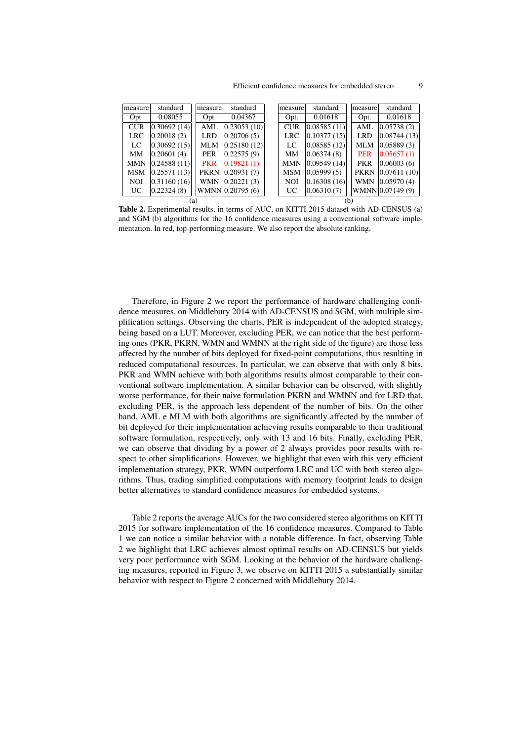| measure | standard |
|---|---|
| Opt. | 0.08055 |
| CUR | 0.30692 (14) |
| LRC | 0.20018 (2) |
| LC | 0.30692 (15) |
| MM | 0.20601 (4) |
| MMN | 0.24588 (11) |
| MSM | 0.25571 (13) |
| NOI | 0.31160 (16) |
| UC | 0.22324 (8) |

| measure | standard |
|---|---|
| Opt. | 0.04367 |
| AML | 0.23053 (10) |
| LRD | 0.20706 (5) |
| MLM | 0.25180 (12) |
| PER | 0.22575 (9) |
| PKR | 0.19821 (1) |
| PKRN | 0.20931 (7) |
| WMN | 0.20221 (3) |
| WMNN | 0.20795 (6) |

(a)

| measure | standard |
|---|---|
| Opt. | 0.01618 |
| CUR | 0.08585 (11) |
| LRC | 0.10377 (15) |
| LC | 0.08585 (12) |
| MM | 0.06374 (8) |
| MMN | 0.09549 (14) |
| MSM | 0.05999 (5) |
| NOI | 0.16308 (16) |
| UC | 0.06310 (7) |

| measure | standard |
|---|---|
| Opt. | 0.01618 |
| AML | 0.05738 (2) |
| LRD | 0.08744 (13) |
| MLM | 0.05889 (3) |
| PER | 0.05657 (1) |
| PKR | 0.06003 (6) |
| PKRN | 0.07611 (10) |
| WMN | 0.05970 (4) |
| WMNN | 0.07149 (9) |

(b)

**Table 2.** Experimental results, in terms of AUC, on KITTI 2015 dataset with AD-CENSUS (a) and SGM (b) algorithms for the 16 confidence measures using a conventional software implementation. In red, top-performing measure. We also report the absolute ranking.

Therefore, in Figure 2 we report the performance of hardware challenging confidence measures, on Middlebury 2014 with AD-CENSUS and SGM, with multiple simplification settings. Observing the charts, PER is independent of the adopted strategy, being based on a LUT. Moreover, excluding PER, we can notice that the best performing ones (PKR, PKRN, WMN and WMNN at the right side of the figure) are those less affected by the number of bits deployed for fixed-point computations, thus resulting in reduced computational resources. In particular, we can observe that with only 8 bits, PKR and WMN achieve with both algorithms results almost comparable to their conventional software implementation. A similar behavior can be observed, with slightly worse performance, for their naive formulation PKRN and WMNN and for LRD that, excluding PER, is the approach less dependent of the number of bits. On the other hand, AML e MLM with both algorithms are significantly affected by the number of bit deployed for their implementation achieving results comparable to their traditional software formulation, respectively, only with 13 and 16 bits. Finally, excluding PER, we can observe that dividing by a power of 2 always provides poor results with respect to other simplifications. However, we highlight that even with this very efficient implementation strategy, PKR, WMN outperform LRC and UC with both stereo algorithms. Thus, trading simplified computations with memory footprint leads to design better alternatives to standard confidence measures for embedded systems.

Table 2 reports the average AUCs for the two considered stereo algorithms on KITTI 2015 for software implementation of the 16 confidence measures. Compared to Table 1 we can notice a similar behavior with a notable difference. In fact, observing Table 2 we highlight that LRC achieves almost optimal results on AD-CENSUS but yields very poor performance with SGM. Looking at the behavior of the hardware challenging measures, reported in Figure 3, we observe on KITTI 2015 a substantially similar behavior with respect to Figure 2 concerned with Middlebury 2014.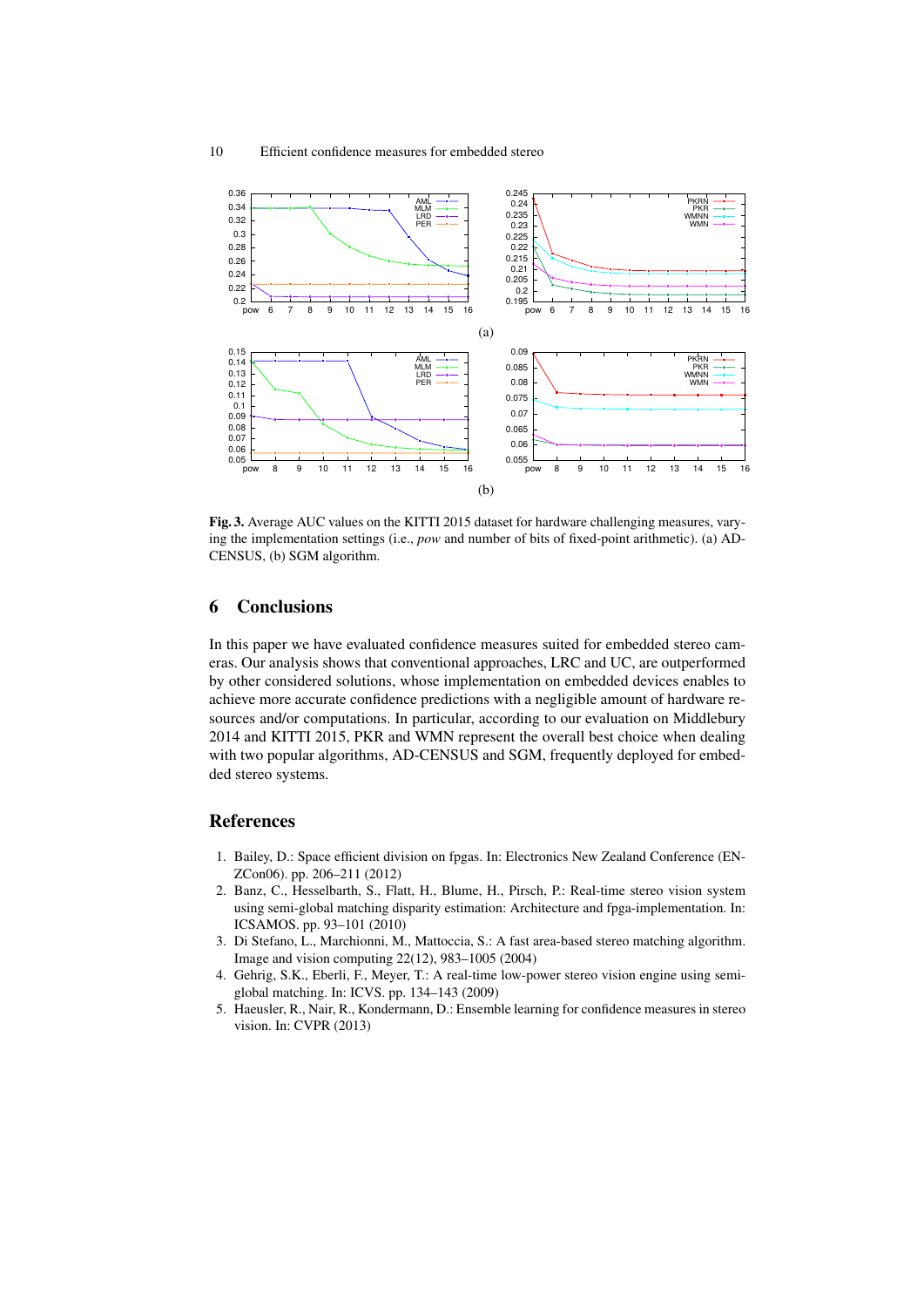(a)

(b)

**Fig. 3.** Average AUC values on the KITTI 2015 dataset for hardware challenging measures, varying the implementation settings (i.e., *pow* and number of bits of fixed-point arithmetic). (a) AD-CENSUS, (b) SGM algorithm.

## 6 Conclusions

In this paper we have evaluated confidence measures suited for embedded stereo cameras. Our analysis shows that conventional approaches, LRC and UC, are outperformed by other considered solutions, whose implementation on embedded devices enables to achieve more accurate confidence predictions with a negligible amount of hardware resources and/or computations. In particular, according to our evaluation on Middlebury 2014 and KITTI 2015, PKR and WMN represent the overall best choice when dealing with two popular algorithms, AD-CENSUS and SGM, frequently deployed for embedded stereo systems.

## References

1. Bailey, D.: Space efficient division on fpgas. In: Electronics New Zealand Conference (ENZCon06). pp. 206–211 (2012)
2. Banz, C., Hesselbarth, S., Flatt, H., Blume, H., Pirsch, P.: Real-time stereo vision system using semi-global matching disparity estimation: Architecture and fpga-implementation. In: ICSAMOS. pp. 93–101 (2010)
3. Di Stefano, L., Marchionni, M., Mattoccia, S.: A fast area-based stereo matching algorithm. Image and vision computing 22(12), 983–1005 (2004)
4. Gehrig, S.K., Eberli, F., Meyer, T.: A real-time low-power stereo vision engine using semi-global matching. In: ICVS. pp. 134–143 (2009)
5. Haeusler, R., Nair, R., Kondermann, D.: Ensemble learning for confidence measures in stereo vision. In: CVPR (2013)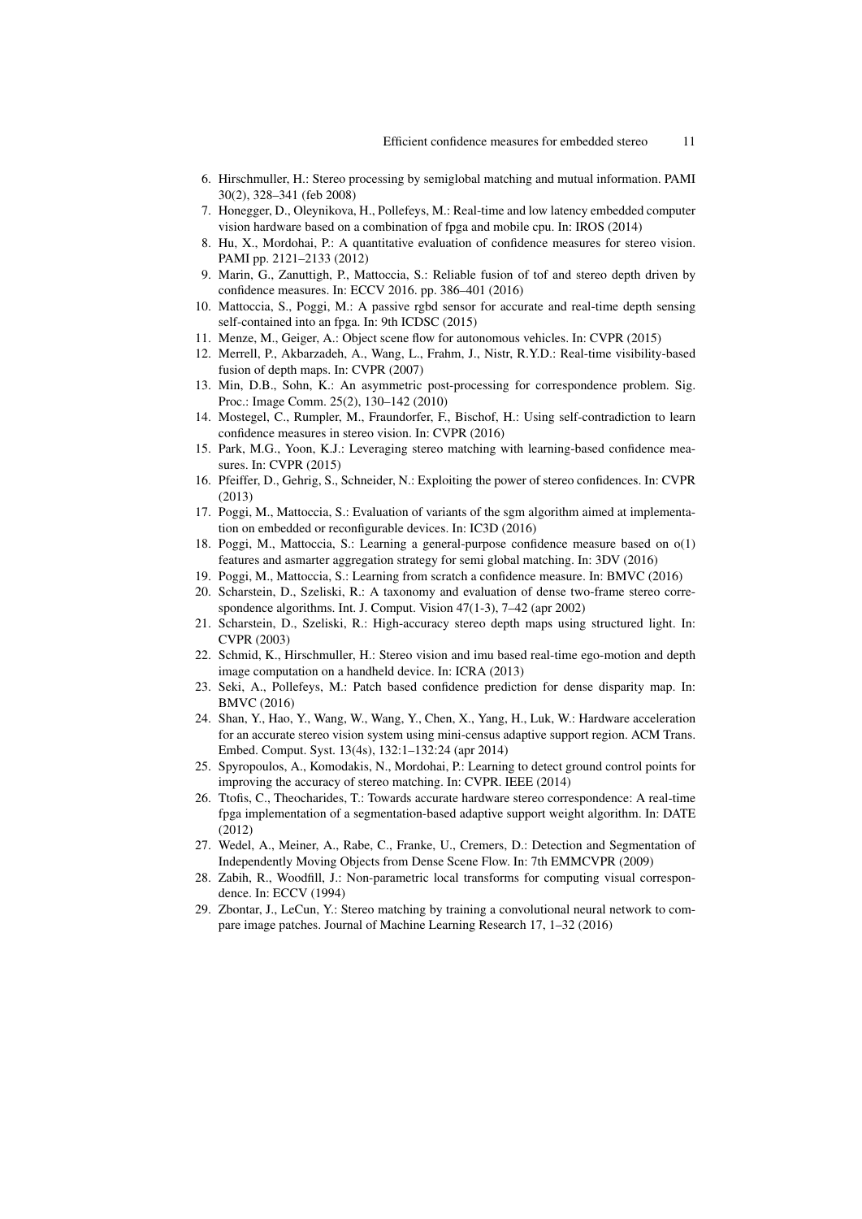6. Hirschmuller, H.: Stereo processing by semiglobal matching and mutual information. PAMI 30(2), 328–341 (feb 2008)
7. Honegger, D., Oleynikova, H., Pollefeys, M.: Real-time and low latency embedded computer vision hardware based on a combination of fpga and mobile cpu. In: IROS (2014)
8. Hu, X., Mordohai, P.: A quantitative evaluation of confidence measures for stereo vision. PAMI pp. 2121–2133 (2012)
9. Marin, G., Zanuttigh, P., Mattoccia, S.: Reliable fusion of tof and stereo depth driven by confidence measures. In: ECCV 2016. pp. 386–401 (2016)
10. Mattoccia, S., Poggi, M.: A passive rgbd sensor for accurate and real-time depth sensing self-contained into an fpga. In: 9th ICDSC (2015)
11. Menze, M., Geiger, A.: Object scene flow for autonomous vehicles. In: CVPR (2015)
12. Merrell, P., Akbarzadeh, A., Wang, L., Frahm, J., Nistr, R.Y.D.: Real-time visibility-based fusion of depth maps. In: CVPR (2007)
13. Min, D.B., Sohn, K.: An asymmetric post-processing for correspondence problem. Sig. Proc.: Image Comm. 25(2), 130–142 (2010)
14. Mostegel, C., Rumpler, M., Fraundorfer, F., Bischof, H.: Using self-contradiction to learn confidence measures in stereo vision. In: CVPR (2016)
15. Park, M.G., Yoon, K.J.: Leveraging stereo matching with learning-based confidence measures. In: CVPR (2015)
16. Pfeiffer, D., Gehrig, S., Schneider, N.: Exploiting the power of stereo confidences. In: CVPR (2013)
17. Poggi, M., Mattoccia, S.: Evaluation of variants of the sgm algorithm aimed at implementation on embedded or reconfigurable devices. In: IC3D (2016)
18. Poggi, M., Mattoccia, S.: Learning a general-purpose confidence measure based on o(1) features and asmarter aggregation strategy for semi global matching. In: 3DV (2016)
19. Poggi, M., Mattoccia, S.: Learning from scratch a confidence measure. In: BMVC (2016)
20. Scharstein, D., Szeliski, R.: A taxonomy and evaluation of dense two-frame stereo correspondence algorithms. Int. J. Comput. Vision 47(1-3), 7–42 (apr 2002)
21. Scharstein, D., Szeliski, R.: High-accuracy stereo depth maps using structured light. In: CVPR (2003)
22. Schmid, K., Hirschmuller, H.: Stereo vision and imu based real-time ego-motion and depth image computation on a handheld device. In: ICRA (2013)
23. Seki, A., Pollefeys, M.: Patch based confidence prediction for dense disparity map. In: BMVC (2016)
24. Shan, Y., Hao, Y., Wang, W., Wang, Y., Chen, X., Yang, H., Luk, W.: Hardware acceleration for an accurate stereo vision system using mini-census adaptive support region. ACM Trans. Embed. Comput. Syst. 13(4s), 132:1–132:24 (apr 2014)
25. Spyropoulos, A., Komodakis, N., Mordohai, P.: Learning to detect ground control points for improving the accuracy of stereo matching. In: CVPR. IEEE (2014)
26. Ttofis, C., Theocharides, T.: Towards accurate hardware stereo correspondence: A real-time fpga implementation of a segmentation-based adaptive support weight algorithm. In: DATE (2012)
27. Wedel, A., Meiner, A., Rabe, C., Franke, U., Cremers, D.: Detection and Segmentation of Independently Moving Objects from Dense Scene Flow. In: 7th EMMCVPR (2009)
28. Zabih, R., Woodfill, J.: Non-parametric local transforms for computing visual correspondence. In: ECCV (1994)
29. Zbontar, J., LeCun, Y.: Stereo matching by training a convolutional neural network to compare image patches. Journal of Machine Learning Research 17, 1–32 (2016)